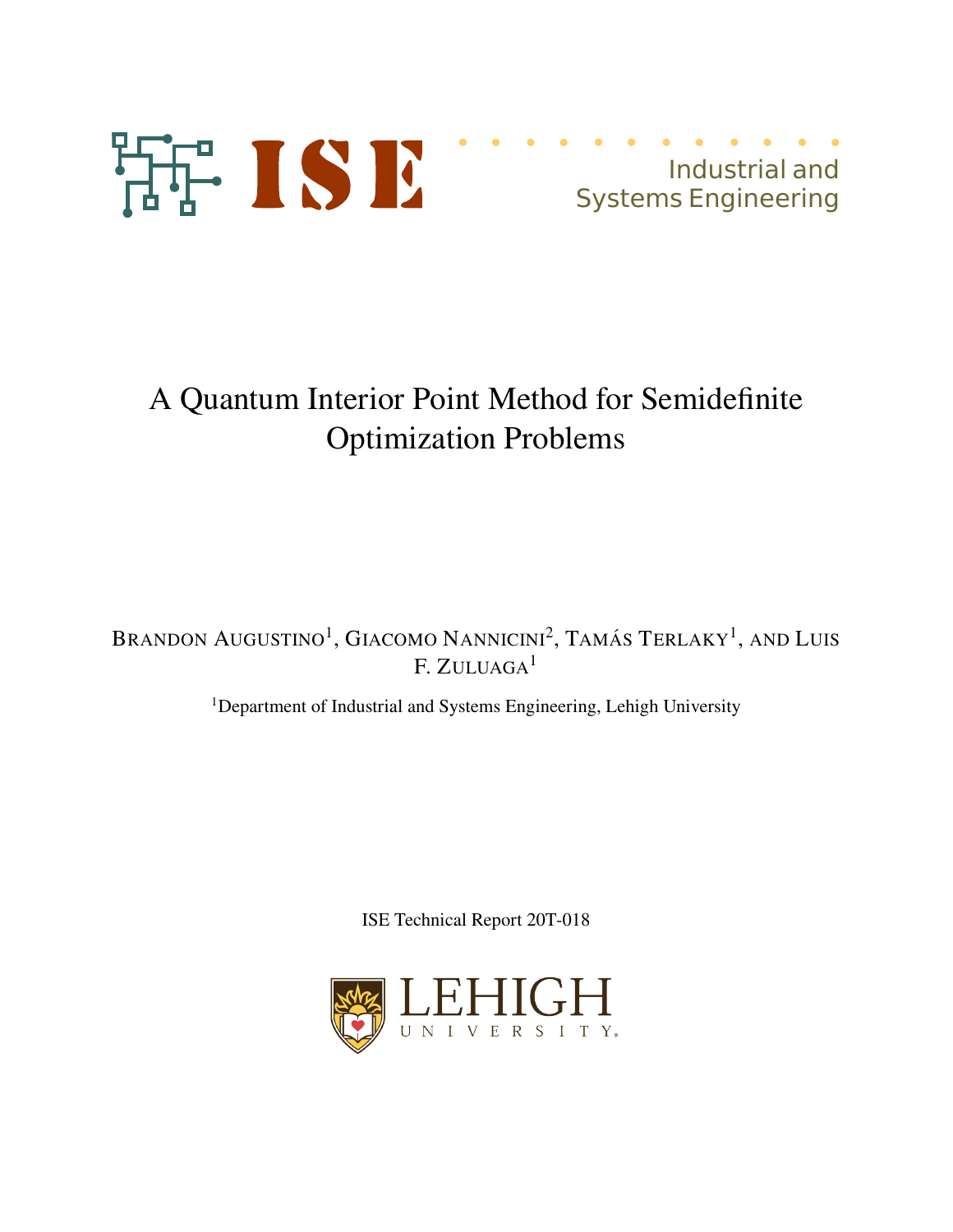Industrial and Systems Engineering

# A Quantum Interior Point Method for Semidefinite Optimization Problems

Brandon Augustino[1], Giacomo Nannicini[2], Tamás Terlaky[1], and Luis F. Zuluaga[1]

[1]Department of Industrial and Systems Engineering, Lehigh University

ISE Technical Report 20T-018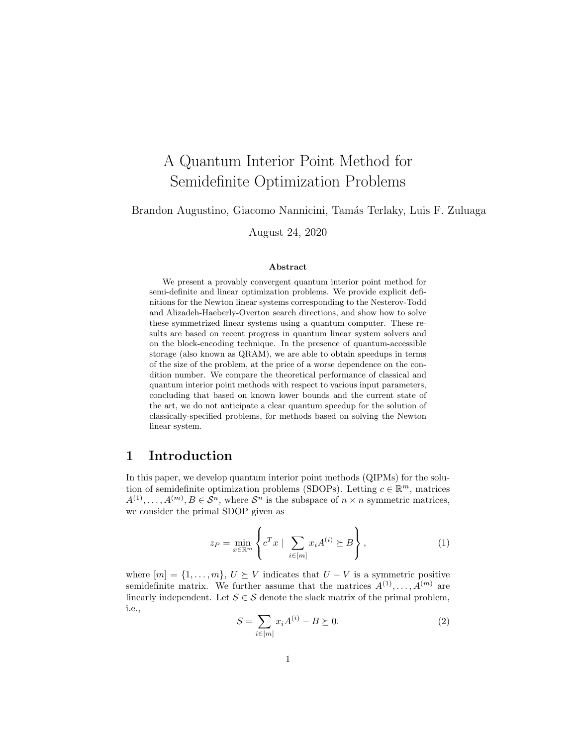# A Quantum Interior Point Method for Semidefinite Optimization Problems

Brandon Augustino, Giacomo Nannicini, Tamás Terlaky, Luis F. Zuluaga

August 24, 2020

### Abstract

We present a provably convergent quantum interior point method for semi-definite and linear optimization problems. We provide explicit definitions for the Newton linear systems corresponding to the Nesterov-Todd and Alizadeh-Haeberly-Overton search directions, and show how to solve these symmetrized linear systems using a quantum computer. These results are based on recent progress in quantum linear system solvers and on the block-encoding technique. In the presence of quantum-accessible storage (also known as QRAM), we are able to obtain speedups in terms of the size of the problem, at the price of a worse dependence on the condition number. We compare the theoretical performance of classical and quantum interior point methods with respect to various input parameters, concluding that based on known lower bounds and the current state of the art, we do not anticipate a clear quantum speedup for the solution of classically-specified problems, for methods based on solving the Newton linear system.

## 1 Introduction

In this paper, we develop quantum interior point methods (QIPMs) for the solution of semidefinite optimization problems (SDOPs). Letting $c \in \mathbb{R}^m$, matrices $A^{(1)}, \ldots, A^{(m)}, B \in \mathcal{S}^n$, where $\mathcal{S}^n$ is the subspace of $n \times n$ symmetric matrices, we consider the primal SDOP given as

$$z_P = \min_{x \in \mathbb{R}^m} \left\{ c^T x \mid \sum_{i \in [m]} x_i A^{(i)} \succeq B \right\}, \tag{1}$$

where $[m] = \{1, \ldots, m\}$, $U \succeq V$ indicates that $U - V$ is a symmetric positive semidefinite matrix. We further assume that the matrices $A^{(1)}, \ldots, A^{(m)}$ are linearly independent. Let $S \in \mathcal{S}$ denote the slack matrix of the primal problem, i.e.,

$$S = \sum_{i \in [m]} x_i A^{(i)} - B \succeq 0. \tag{2}$$